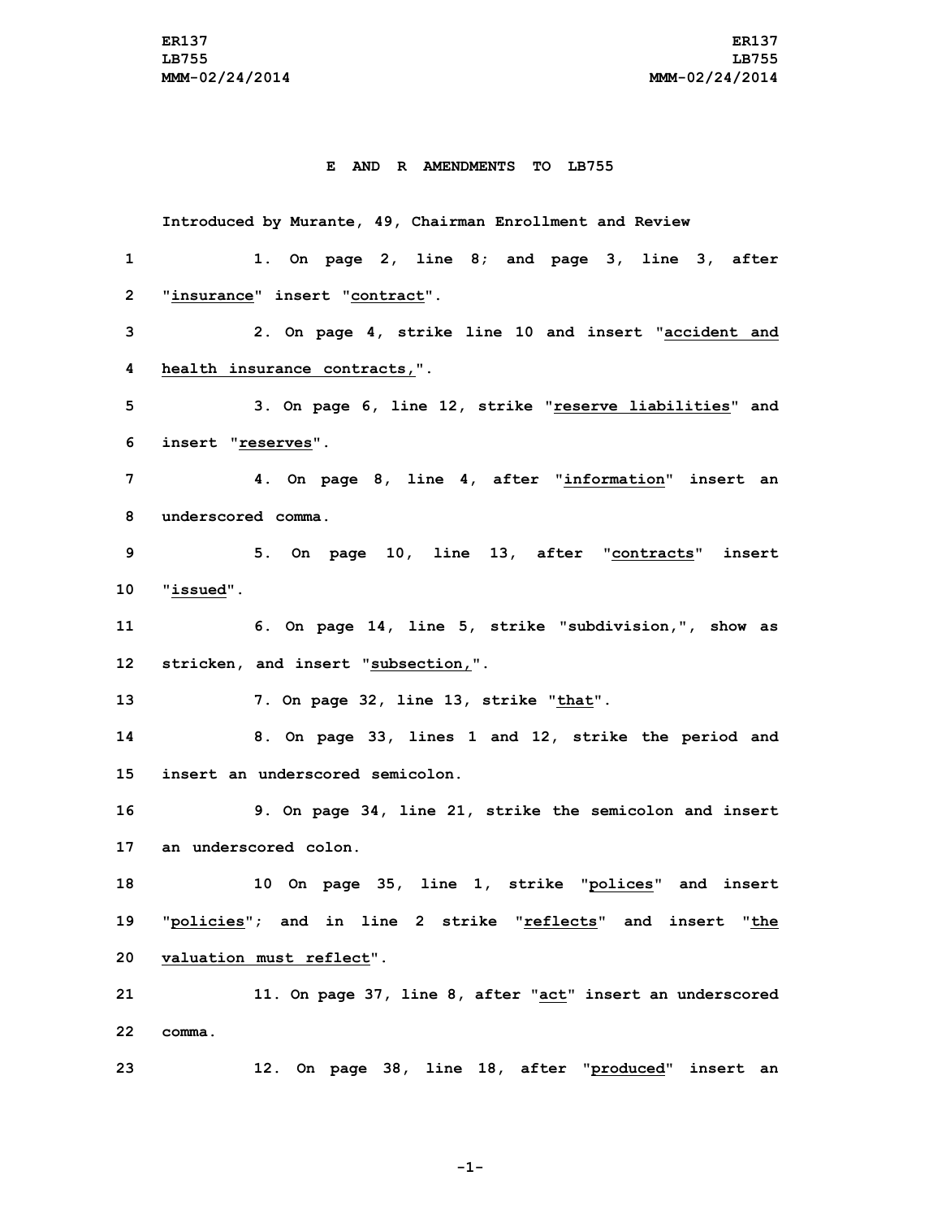# E AND R AMENDMENTS TO LB755

Introduced by Murante, 49, Chairman Enrollment and Review

1. On page 2, line 8; and page 3, line 3, after "insurance" insert "contract".

2. On page 4, strike line 10 and insert "accident and health insurance contracts,".

3. On page 6, line 12, strike "reserve liabilities" and insert "reserves".

4. On page 8, line 4, after "information" insert an underscored comma.

5. On page 10, line 13, after "contracts" insert "issued".

6. On page 14, line 5, strike "subdivision,", show as stricken, and insert "subsection,".

7. On page 32, line 13, strike "that".

8. On page 33, lines 1 and 12, strike the period and insert an underscored semicolon.

9. On page 34, line 21, strike the semicolon and insert an underscored colon.

10 On page 35, line 1, strike "polices" and insert "policies"; and in line 2 strike "reflects" and insert "the valuation must reflect".

11. On page 37, line 8, after "act" insert an underscored comma.

12. On page 38, line 18, after "produced" insert an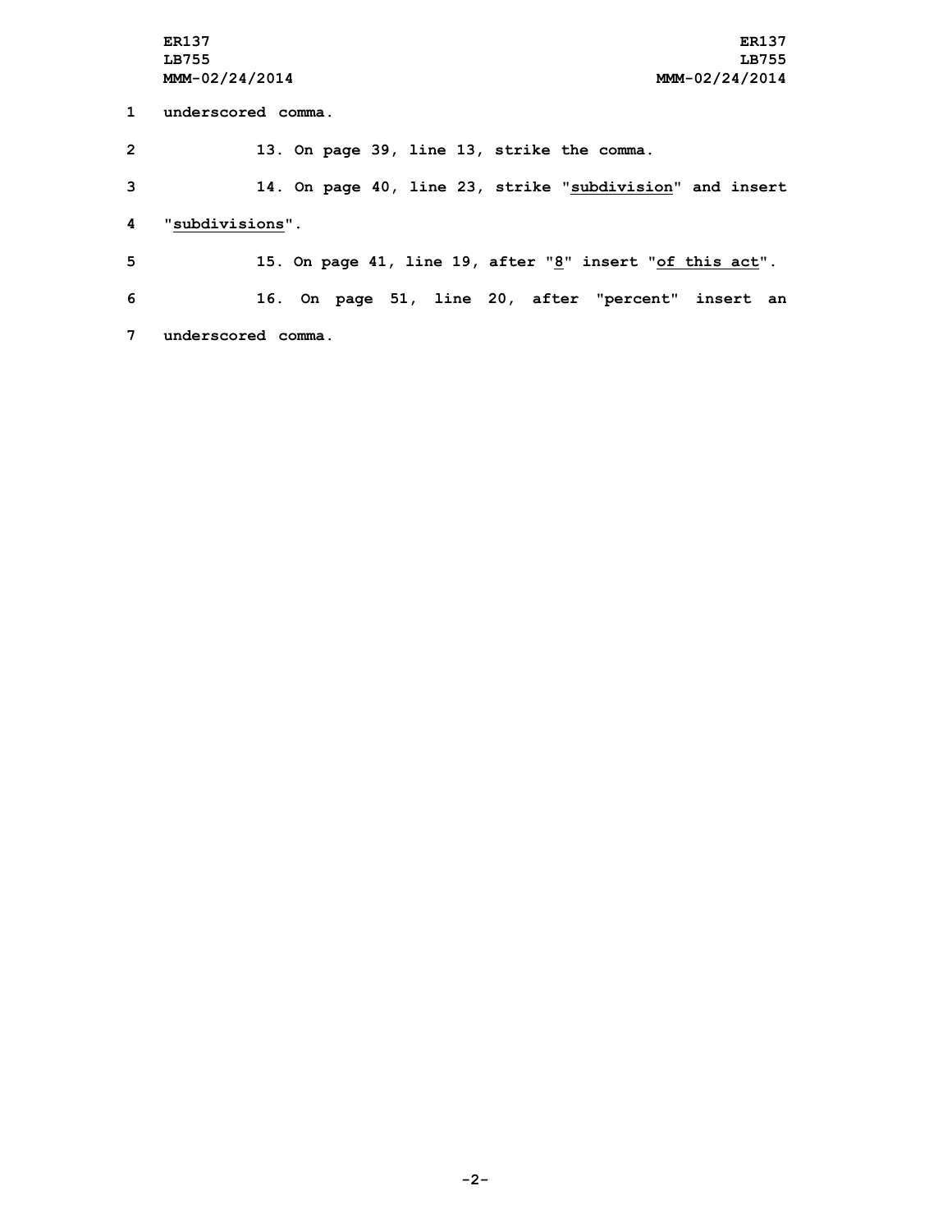underscored comma.

13. On page 39, line 13, strike the comma.

14. On page 40, line 23, strike "subdivision" and insert "subdivisions".

15. On page 41, line 19, after "8" insert "of this act".

16. On page 51, line 20, after "percent" insert an underscored comma.